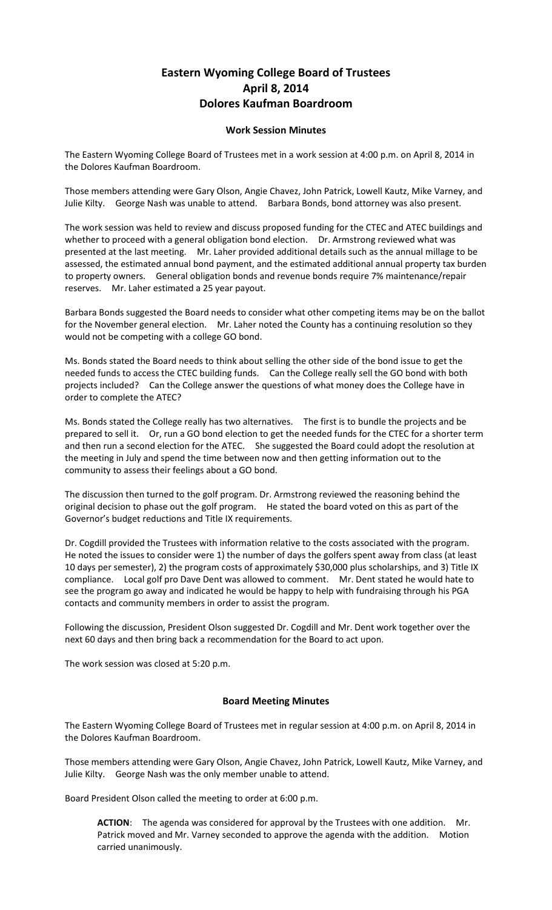# Eastern Wyoming College Board of Trustees
# April 8, 2014
# Dolores Kaufman Boardroom

## Work Session Minutes

The Eastern Wyoming College Board of Trustees met in a work session at 4:00 p.m. on April 8, 2014 in the Dolores Kaufman Boardroom.

Those members attending were Gary Olson, Angie Chavez, John Patrick, Lowell Kautz, Mike Varney, and Julie Kilty. George Nash was unable to attend. Barbara Bonds, bond attorney was also present.

The work session was held to review and discuss proposed funding for the CTEC and ATEC buildings and whether to proceed with a general obligation bond election. Dr. Armstrong reviewed what was presented at the last meeting. Mr. Laher provided additional details such as the annual millage to be assessed, the estimated annual bond payment, and the estimated additional annual property tax burden to property owners. General obligation bonds and revenue bonds require 7% maintenance/repair reserves. Mr. Laher estimated a 25 year payout.

Barbara Bonds suggested the Board needs to consider what other competing items may be on the ballot for the November general election. Mr. Laher noted the County has a continuing resolution so they would not be competing with a college GO bond.

Ms. Bonds stated the Board needs to think about selling the other side of the bond issue to get the needed funds to access the CTEC building funds. Can the College really sell the GO bond with both projects included? Can the College answer the questions of what money does the College have in order to complete the ATEC?

Ms. Bonds stated the College really has two alternatives. The first is to bundle the projects and be prepared to sell it. Or, run a GO bond election to get the needed funds for the CTEC for a shorter term and then run a second election for the ATEC. She suggested the Board could adopt the resolution at the meeting in July and spend the time between now and then getting information out to the community to assess their feelings about a GO bond.

The discussion then turned to the golf program. Dr. Armstrong reviewed the reasoning behind the original decision to phase out the golf program. He stated the board voted on this as part of the Governor's budget reductions and Title IX requirements.

Dr. Cogdill provided the Trustees with information relative to the costs associated with the program. He noted the issues to consider were 1) the number of days the golfers spent away from class (at least 10 days per semester), 2) the program costs of approximately $30,000 plus scholarships, and 3) Title IX compliance. Local golf pro Dave Dent was allowed to comment. Mr. Dent stated he would hate to see the program go away and indicated he would be happy to help with fundraising through his PGA contacts and community members in order to assist the program.

Following the discussion, President Olson suggested Dr. Cogdill and Mr. Dent work together over the next 60 days and then bring back a recommendation for the Board to act upon.

The work session was closed at 5:20 p.m.

## Board Meeting Minutes

The Eastern Wyoming College Board of Trustees met in regular session at 4:00 p.m. on April 8, 2014 in the Dolores Kaufman Boardroom.

Those members attending were Gary Olson, Angie Chavez, John Patrick, Lowell Kautz, Mike Varney, and Julie Kilty. George Nash was the only member unable to attend.

Board President Olson called the meeting to order at 6:00 p.m.

> **ACTION**: The agenda was considered for approval by the Trustees with one addition. Mr. Patrick moved and Mr. Varney seconded to approve the agenda with the addition. Motion carried unanimously.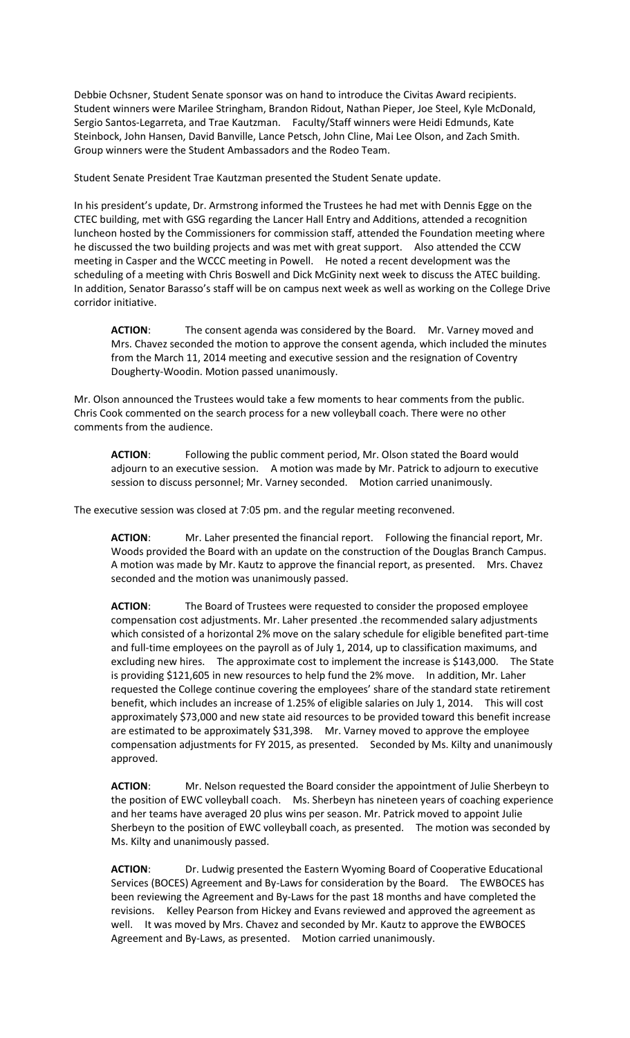Debbie Ochsner, Student Senate sponsor was on hand to introduce the Civitas Award recipients. Student winners were Marilee Stringham, Brandon Ridout, Nathan Pieper, Joe Steel, Kyle McDonald, Sergio Santos-Legarreta, and Trae Kautzman. Faculty/Staff winners were Heidi Edmunds, Kate Steinbock, John Hansen, David Banville, Lance Petsch, John Cline, Mai Lee Olson, and Zach Smith. Group winners were the Student Ambassadors and the Rodeo Team.

Student Senate President Trae Kautzman presented the Student Senate update.

In his president's update, Dr. Armstrong informed the Trustees he had met with Dennis Egge on the CTEC building, met with GSG regarding the Lancer Hall Entry and Additions, attended a recognition luncheon hosted by the Commissioners for commission staff, attended the Foundation meeting where he discussed the two building projects and was met with great support. Also attended the CCW meeting in Casper and the WCCC meeting in Powell. He noted a recent development was the scheduling of a meeting with Chris Boswell and Dick McGinity next week to discuss the ATEC building. In addition, Senator Barasso's staff will be on campus next week as well as working on the College Drive corridor initiative.

> **ACTION**: The consent agenda was considered by the Board. Mr. Varney moved and Mrs. Chavez seconded the motion to approve the consent agenda, which included the minutes from the March 11, 2014 meeting and executive session and the resignation of Coventry Dougherty-Woodin. Motion passed unanimously.

Mr. Olson announced the Trustees would take a few moments to hear comments from the public. Chris Cook commented on the search process for a new volleyball coach. There were no other comments from the audience.

> **ACTION**: Following the public comment period, Mr. Olson stated the Board would adjourn to an executive session. A motion was made by Mr. Patrick to adjourn to executive session to discuss personnel; Mr. Varney seconded. Motion carried unanimously.

The executive session was closed at 7:05 pm. and the regular meeting reconvened.

> **ACTION**: Mr. Laher presented the financial report. Following the financial report, Mr. Woods provided the Board with an update on the construction of the Douglas Branch Campus. A motion was made by Mr. Kautz to approve the financial report, as presented. Mrs. Chavez seconded and the motion was unanimously passed.

> **ACTION**: The Board of Trustees were requested to consider the proposed employee compensation cost adjustments. Mr. Laher presented .the recommended salary adjustments which consisted of a horizontal 2% move on the salary schedule for eligible benefited part-time and full-time employees on the payroll as of July 1, 2014, up to classification maximums, and excluding new hires. The approximate cost to implement the increase is $143,000. The State is providing $121,605 in new resources to help fund the 2% move. In addition, Mr. Laher requested the College continue covering the employees' share of the standard state retirement benefit, which includes an increase of 1.25% of eligible salaries on July 1, 2014. This will cost approximately $73,000 and new state aid resources to be provided toward this benefit increase are estimated to be approximately $31,398. Mr. Varney moved to approve the employee compensation adjustments for FY 2015, as presented. Seconded by Ms. Kilty and unanimously approved.

> **ACTION**: Mr. Nelson requested the Board consider the appointment of Julie Sherbeyn to the position of EWC volleyball coach. Ms. Sherbeyn has nineteen years of coaching experience and her teams have averaged 20 plus wins per season. Mr. Patrick moved to appoint Julie Sherbeyn to the position of EWC volleyball coach, as presented. The motion was seconded by Ms. Kilty and unanimously passed.

> **ACTION**: Dr. Ludwig presented the Eastern Wyoming Board of Cooperative Educational Services (BOCES) Agreement and By-Laws for consideration by the Board. The EWBOCES has been reviewing the Agreement and By-Laws for the past 18 months and have completed the revisions. Kelley Pearson from Hickey and Evans reviewed and approved the agreement as well. It was moved by Mrs. Chavez and seconded by Mr. Kautz to approve the EWBOCES Agreement and By-Laws, as presented. Motion carried unanimously.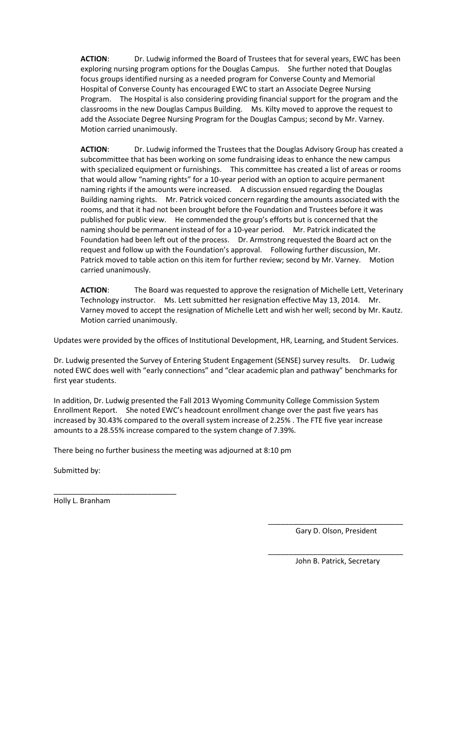**ACTION**: Dr. Ludwig informed the Board of Trustees that for several years, EWC has been exploring nursing program options for the Douglas Campus. She further noted that Douglas focus groups identified nursing as a needed program for Converse County and Memorial Hospital of Converse County has encouraged EWC to start an Associate Degree Nursing Program. The Hospital is also considering providing financial support for the program and the classrooms in the new Douglas Campus Building. Ms. Kilty moved to approve the request to add the Associate Degree Nursing Program for the Douglas Campus; second by Mr. Varney. Motion carried unanimously.

**ACTION**: Dr. Ludwig informed the Trustees that the Douglas Advisory Group has created a subcommittee that has been working on some fundraising ideas to enhance the new campus with specialized equipment or furnishings. This committee has created a list of areas or rooms that would allow "naming rights" for a 10-year period with an option to acquire permanent naming rights if the amounts were increased. A discussion ensued regarding the Douglas Building naming rights. Mr. Patrick voiced concern regarding the amounts associated with the rooms, and that it had not been brought before the Foundation and Trustees before it was published for public view. He commended the group's efforts but is concerned that the naming should be permanent instead of for a 10-year period. Mr. Patrick indicated the Foundation had been left out of the process. Dr. Armstrong requested the Board act on the request and follow up with the Foundation's approval. Following further discussion, Mr. Patrick moved to table action on this item for further review; second by Mr. Varney. Motion carried unanimously.

**ACTION**: The Board was requested to approve the resignation of Michelle Lett, Veterinary Technology instructor. Ms. Lett submitted her resignation effective May 13, 2014. Mr. Varney moved to accept the resignation of Michelle Lett and wish her well; second by Mr. Kautz. Motion carried unanimously.

Updates were provided by the offices of Institutional Development, HR, Learning, and Student Services.

Dr. Ludwig presented the Survey of Entering Student Engagement (SENSE) survey results. Dr. Ludwig noted EWC does well with "early connections" and "clear academic plan and pathway" benchmarks for first year students.

In addition, Dr. Ludwig presented the Fall 2013 Wyoming Community College Commission System Enrollment Report. She noted EWC's headcount enrollment change over the past five years has increased by 30.43% compared to the overall system increase of 2.25% . The FTE five year increase amounts to a 28.55% increase compared to the system change of 7.39%.

There being no further business the meeting was adjourned at 8:10 pm

Submitted by:

\_\_\_\_\_\_\_\_\_\_\_\_\_\_\_\_\_\_\_\_\_\_\_\_\_\_\_\_\_\_

Holly L. Branham

\_\_\_\_\_\_\_\_\_\_\_\_\_\_\_\_\_\_\_\_\_\_\_\_\_\_\_\_\_\_\_\_\_

Gary D. Olson, President

\_\_\_\_\_\_\_\_\_\_\_\_\_\_\_\_\_\_\_\_\_\_\_\_\_\_\_\_\_\_\_\_\_

John B. Patrick, Secretary